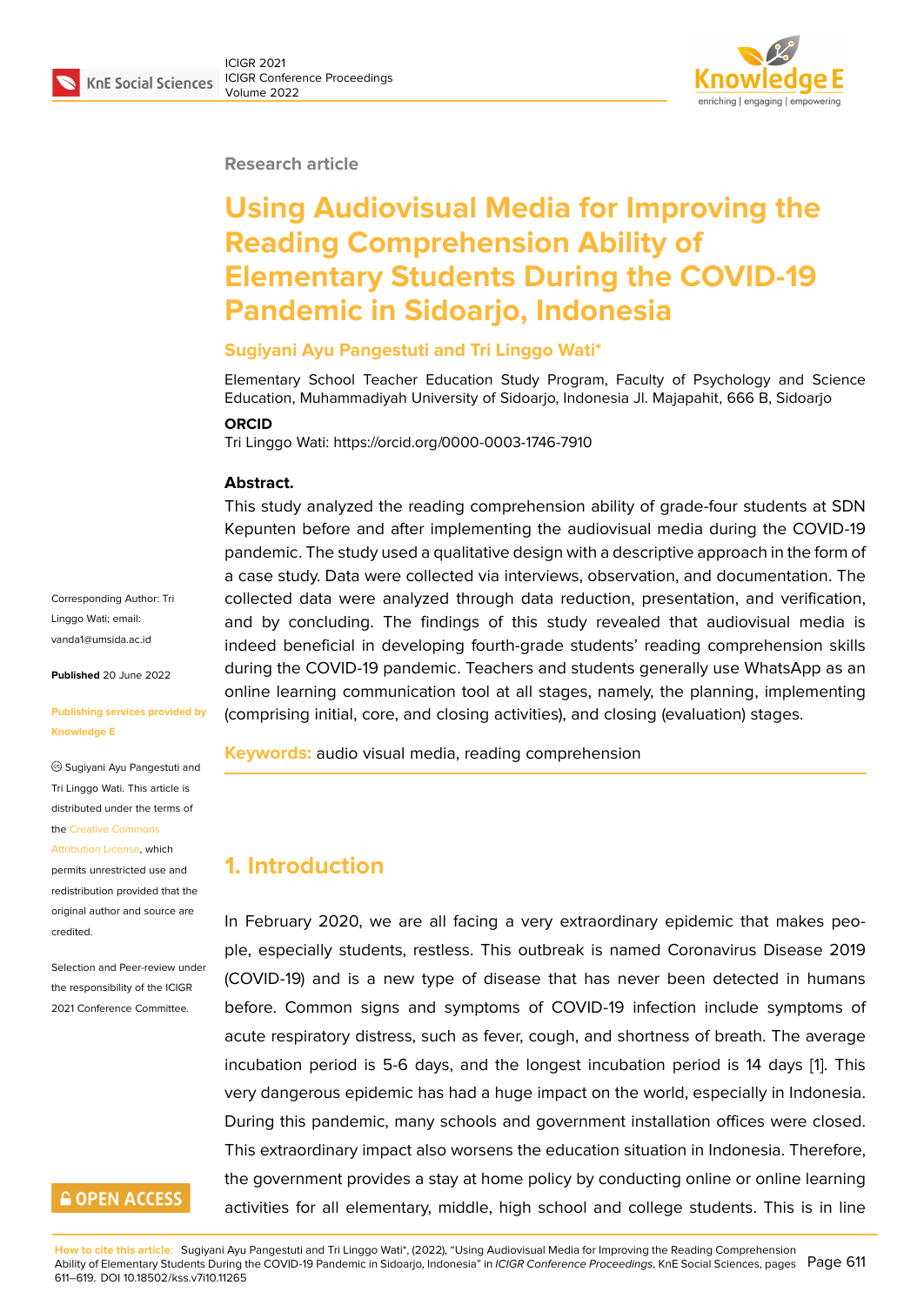Research article

# Using Audiovisual Media for Improving the Reading Comprehension Ability of Elementary Students During the COVID-19 Pandemic in Sidoarjo, Indonesia

**Sugiyani Ayu Pangestuti and Tri Linggo Wati***

Elementary School Teacher Education Study Program, Faculty of Psychology and Science Education, Muhammadiyah University of Sidoarjo, Indonesia Jl. Majapahit, 666 B, Sidoarjo

**ORCID**

Tri Linggo Wati: https://orcid.org/0000-0003-1746-7910

**Abstract.**

This study analyzed the reading comprehension ability of grade-four students at SDN Kepunten before and after implementing the audiovisual media during the COVID-19 pandemic. The study used a qualitative design with a descriptive approach in the form of a case study. Data were collected via interviews, observation, and documentation. The collected data were analyzed through data reduction, presentation, and verification, and by concluding. The findings of this study revealed that audiovisual media is indeed beneficial in developing fourth-grade students' reading comprehension skills during the COVID-19 pandemic. Teachers and students generally use WhatsApp as an online learning communication tool at all stages, namely, the planning, implementing (comprising initial, core, and closing activities), and closing (evaluation) stages.

**Keywords:** audio visual media, reading comprehension

Corresponding Author: Tri Linggo Wati; email: vanda1@umsida.ac.id

**Published** 20 June 2022

**Publishing services provided by Knowledge E**

© Sugiyani Ayu Pangestuti and Tri Linggo Wati. This article is distributed under the terms of the Creative Commons Attribution License, which permits unrestricted use and redistribution provided that the original author and source are credited.

Selection and Peer-review under the responsibility of the ICIGR 2021 Conference Committee.

## 1. Introduction

In February 2020, we are all facing a very extraordinary epidemic that makes people, especially students, restless. This outbreak is named Coronavirus Disease 2019 (COVID-19) and is a new type of disease that has never been detected in humans before. Common signs and symptoms of COVID-19 infection include symptoms of acute respiratory distress, such as fever, cough, and shortness of breath. The average incubation period is 5-6 days, and the longest incubation period is 14 days [1]. This very dangerous epidemic has had a huge impact on the world, especially in Indonesia. During this pandemic, many schools and government installation offices were closed. This extraordinary impact also worsens the education situation in Indonesia. Therefore, the government provides a stay at home policy by conducting online or online learning activities for all elementary, middle, high school and college students. This is in line

**How to cite this article**: Sugiyani Ayu Pangestuti and Tri Linggo Wati*, (2022), "Using Audiovisual Media for Improving the Reading Comprehension Ability of Elementary Students During the COVID-19 Pandemic in Sidoarjo, Indonesia" in *ICIGR Conference Proceedings*, KnE Social Sciences, pages 611–619. DOI 10.18502/kss.v7i10.11265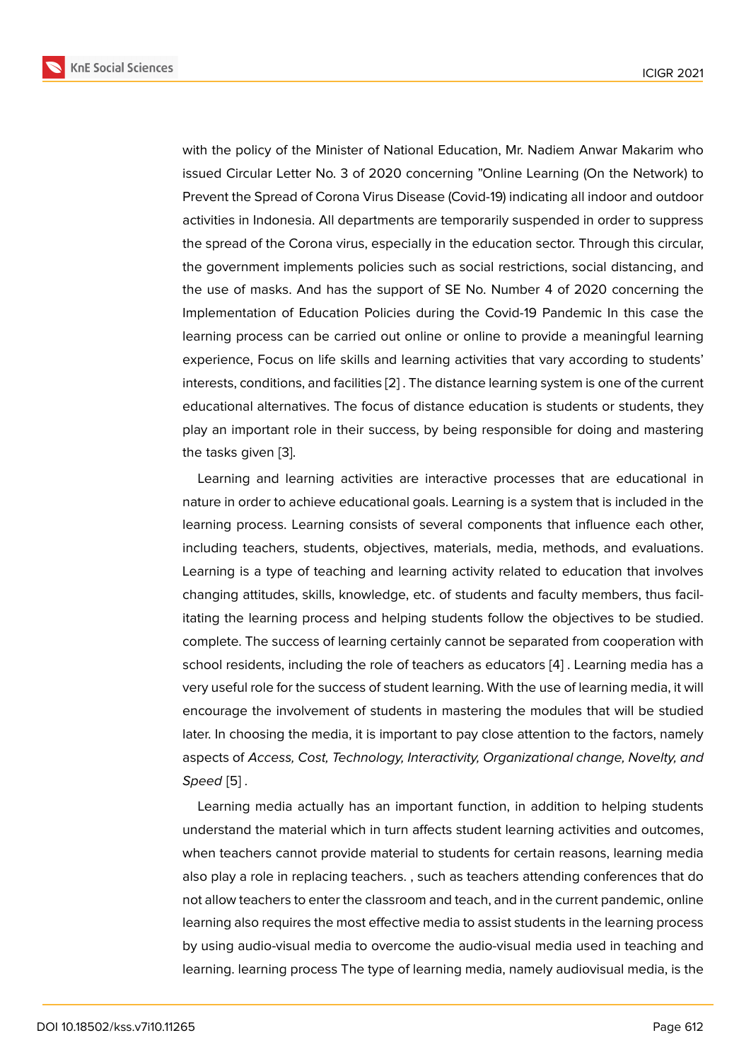with the policy of the Minister of National Education, Mr. Nadiem Anwar Makarim who issued Circular Letter No. 3 of 2020 concerning "Online Learning (On the Network) to Prevent the Spread of Corona Virus Disease (Covid-19) indicating all indoor and outdoor activities in Indonesia. All departments are temporarily suspended in order to suppress the spread of the Corona virus, especially in the education sector. Through this circular, the government implements policies such as social restrictions, social distancing, and the use of masks. And has the support of SE No. Number 4 of 2020 concerning the Implementation of Education Policies during the Covid-19 Pandemic In this case the learning process can be carried out online or online to provide a meaningful learning experience, Focus on life skills and learning activities that vary according to students' interests, conditions, and facilities [2] . The distance learning system is one of the current educational alternatives. The focus of distance education is students or students, they play an important role in their success, by being responsible for doing and mastering the tasks given [3].

Learning and learning activities are interactive processes that are educational in nature in order to achieve educational goals. Learning is a system that is included in the learning process. Learning consists of several components that influence each other, including teachers, students, objectives, materials, media, methods, and evaluations. Learning is a type of teaching and learning activity related to education that involves changing attitudes, skills, knowledge, etc. of students and faculty members, thus facilitating the learning process and helping students follow the objectives to be studied. complete. The success of learning certainly cannot be separated from cooperation with school residents, including the role of teachers as educators [4] . Learning media has a very useful role for the success of student learning. With the use of learning media, it will encourage the involvement of students in mastering the modules that will be studied later. In choosing the media, it is important to pay close attention to the factors, namely aspects of *Access, Cost, Technology, Interactivity, Organizational change, Novelty, and Speed* [5] .

Learning media actually has an important function, in addition to helping students understand the material which in turn affects student learning activities and outcomes, when teachers cannot provide material to students for certain reasons, learning media also play a role in replacing teachers. , such as teachers attending conferences that do not allow teachers to enter the classroom and teach, and in the current pandemic, online learning also requires the most effective media to assist students in the learning process by using audio-visual media to overcome the audio-visual media used in teaching and learning. learning process The type of learning media, namely audiovisual media, is the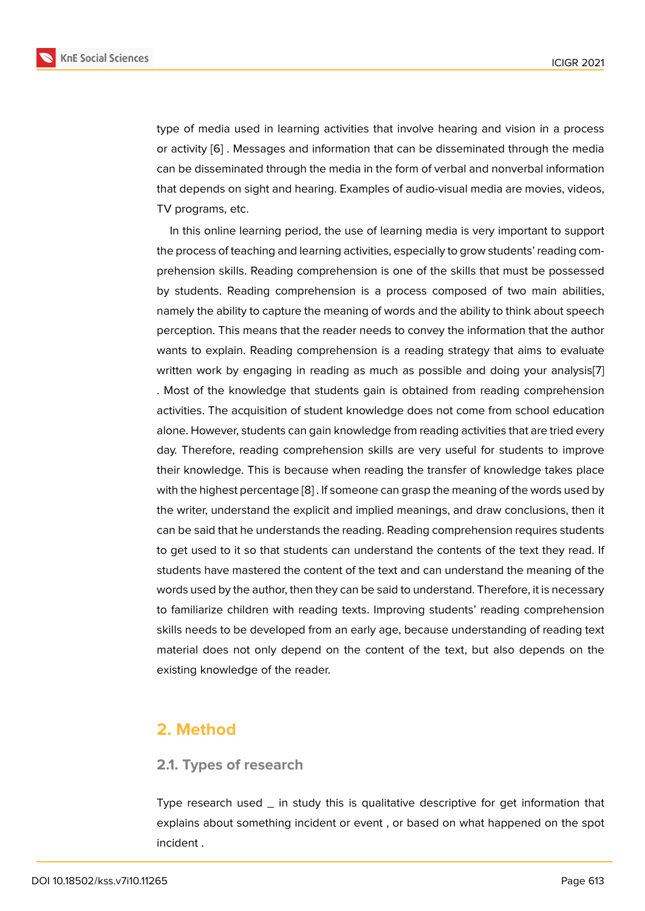type of media used in learning activities that involve hearing and vision in a process or activity [6] . Messages and information that can be disseminated through the media can be disseminated through the media in the form of verbal and nonverbal information that depends on sight and hearing. Examples of audio-visual media are movies, videos, TV programs, etc.

In this online learning period, the use of learning media is very important to support the process of teaching and learning activities, especially to grow students' reading comprehension skills. Reading comprehension is one of the skills that must be possessed by students. Reading comprehension is a process composed of two main abilities, namely the ability to capture the meaning of words and the ability to think about speech perception. This means that the reader needs to convey the information that the author wants to explain. Reading comprehension is a reading strategy that aims to evaluate written work by engaging in reading as much as possible and doing your analysis[7] . Most of the knowledge that students gain is obtained from reading comprehension activities. The acquisition of student knowledge does not come from school education alone. However, students can gain knowledge from reading activities that are tried every day. Therefore, reading comprehension skills are very useful for students to improve their knowledge. This is because when reading the transfer of knowledge takes place with the highest percentage [8] . If someone can grasp the meaning of the words used by the writer, understand the explicit and implied meanings, and draw conclusions, then it can be said that he understands the reading. Reading comprehension requires students to get used to it so that students can understand the contents of the text they read. If students have mastered the content of the text and can understand the meaning of the words used by the author, then they can be said to understand. Therefore, it is necessary to familiarize children with reading texts. Improving students' reading comprehension skills needs to be developed from an early age, because understanding of reading text material does not only depend on the content of the text, but also depends on the existing knowledge of the reader.

## 2. Method

### 2.1. Types of research

Type research used _ in study this is qualitative descriptive for get information that explains about something incident or event , or based on what happened on the spot incident .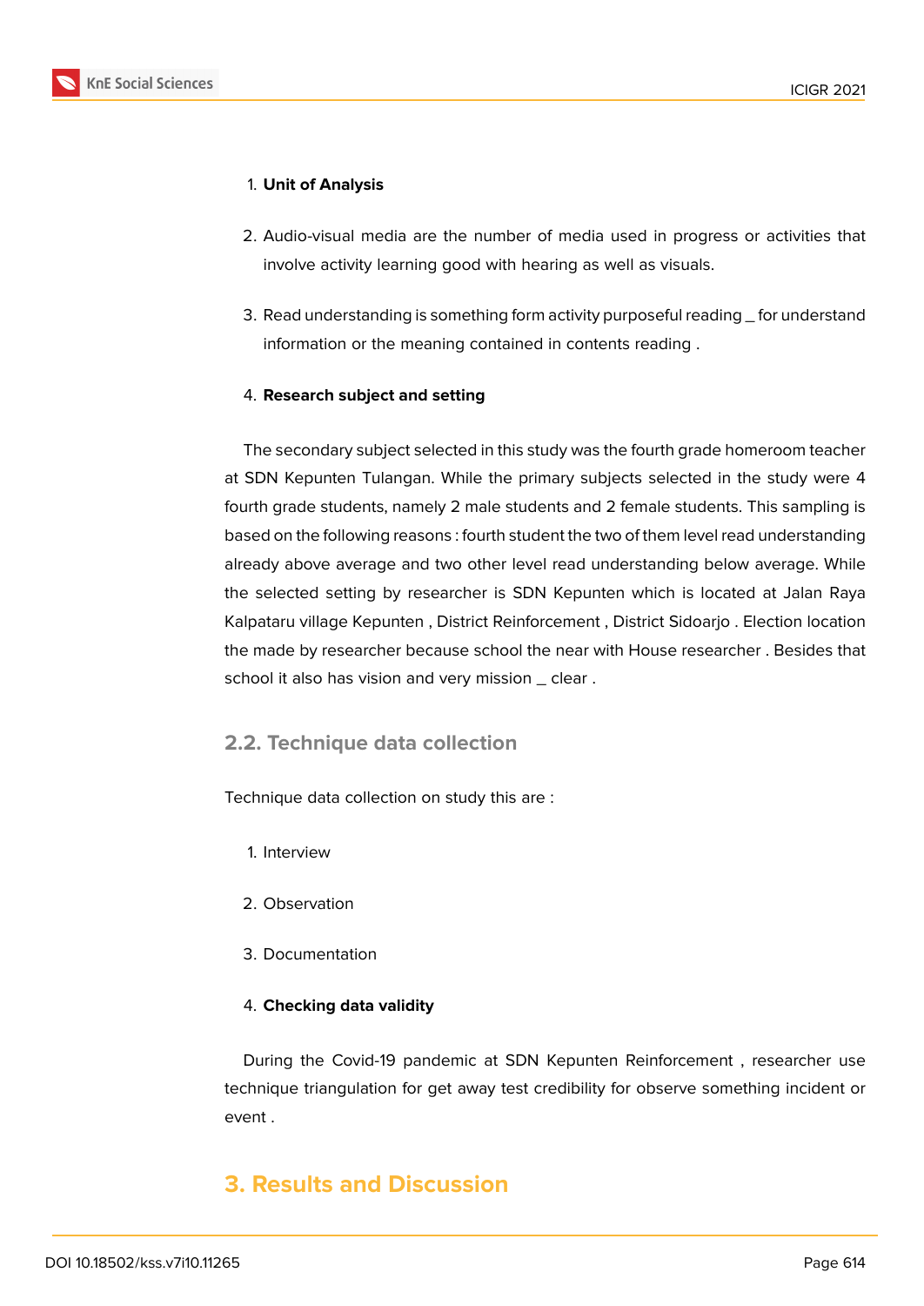1. **Unit of Analysis**

2. Audio-visual media are the number of media used in progress or activities that involve activity learning good with hearing as well as visuals.

3. Read understanding is something form activity purposeful reading _ for understand information or the meaning contained in contents reading .

4. **Research subject and setting**

The secondary subject selected in this study was the fourth grade homeroom teacher at SDN Kepunten Tulangan. While the primary subjects selected in the study were 4 fourth grade students, namely 2 male students and 2 female students. This sampling is based on the following reasons : fourth student the two of them level read understanding already above average and two other level read understanding below average. While the selected setting by researcher is SDN Kepunten which is located at Jalan Raya Kalpataru village Kepunten , District Reinforcement , District Sidoarjo . Election location the made by researcher because school the near with House researcher . Besides that school it also has vision and very mission _ clear .

## 2.2. Technique data collection

Technique data collection on study this are :

1. Interview

2. Observation

3. Documentation

4. **Checking data validity**

During the Covid-19 pandemic at SDN Kepunten Reinforcement , researcher use technique triangulation for get away test credibility for observe something incident or event .

# 3. Results and Discussion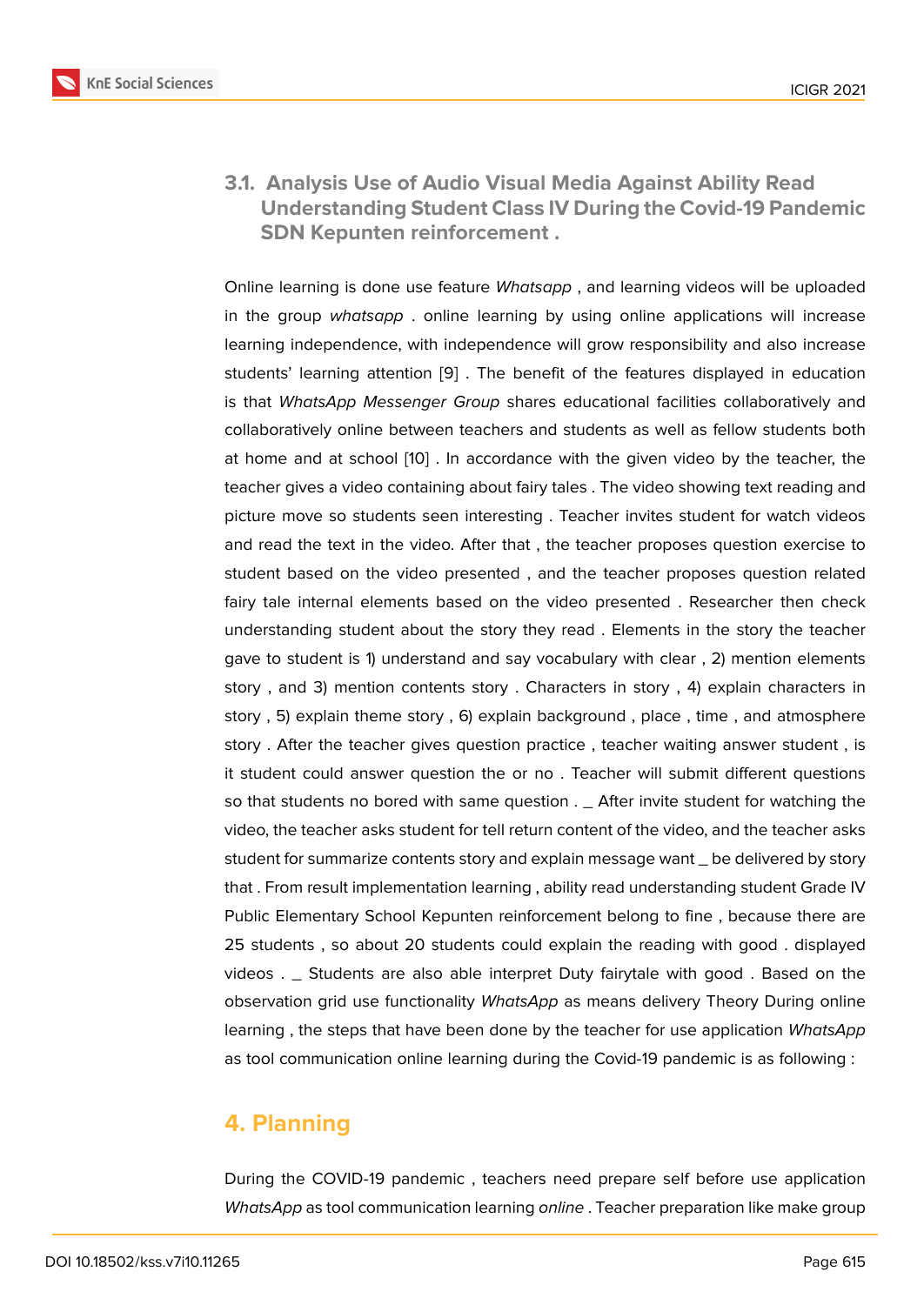### 3.1. Analysis Use of Audio Visual Media Against Ability Read Understanding Student Class IV During the Covid-19 Pandemic SDN Kepunten reinforcement .

Online learning is done use feature *Whatsapp* , and learning videos will be uploaded in the group *whatsapp* . online learning by using online applications will increase learning independence, with independence will grow responsibility and also increase students' learning attention [9] . The benefit of the features displayed in education is that *WhatsApp Messenger Group* shares educational facilities collaboratively and collaboratively online between teachers and students as well as fellow students both at home and at school [10] . In accordance with the given video by the teacher, the teacher gives a video containing about fairy tales . The video showing text reading and picture move so students seen interesting . Teacher invites student for watch videos and read the text in the video. After that , the teacher proposes question exercise to student based on the video presented , and the teacher proposes question related fairy tale internal elements based on the video presented . Researcher then check understanding student about the story they read . Elements in the story the teacher gave to student is 1) understand and say vocabulary with clear , 2) mention elements story , and 3) mention contents story . Characters in story , 4) explain characters in story , 5) explain theme story , 6) explain background , place , time , and atmosphere story . After the teacher gives question practice , teacher waiting answer student , is it student could answer question the or no . Teacher will submit different questions so that students no bored with same question . _ After invite student for watching the video, the teacher asks student for tell return content of the video, and the teacher asks student for summarize contents story and explain message want _ be delivered by story that . From result implementation learning , ability read understanding student Grade IV Public Elementary School Kepunten reinforcement belong to fine , because there are 25 students , so about 20 students could explain the reading with good . displayed videos . _ Students are also able interpret Duty fairytale with good . Based on the observation grid use functionality *WhatsApp* as means delivery Theory During online learning , the steps that have been done by the teacher for use application *WhatsApp* as tool communication online learning during the Covid-19 pandemic is as following :

# 4. Planning

During the COVID-19 pandemic , teachers need prepare self before use application *WhatsApp* as tool communication learning *online* . Teacher preparation like make group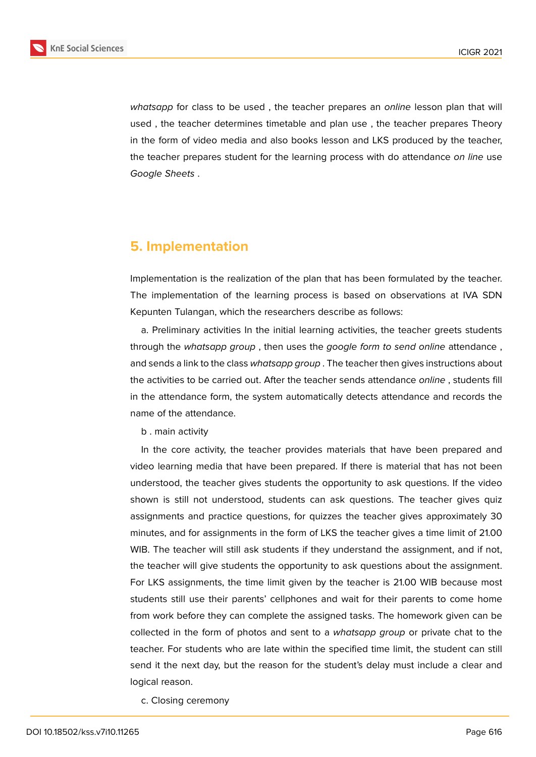*whatsapp* for class to be used , the teacher prepares an *online* lesson plan that will used , the teacher determines timetable and plan use , the teacher prepares Theory in the form of video media and also books lesson and LKS produced by the teacher, the teacher prepares student for the learning process with do attendance *on line* use *Google Sheets* .

## 5. Implementation

Implementation is the realization of the plan that has been formulated by the teacher. The implementation of the learning process is based on observations at IVA SDN Kepunten Tulangan, which the researchers describe as follows:

a. Preliminary activities In the initial learning activities, the teacher greets students through the *whatsapp group* , then uses the *google form to send online* attendance , and sends a link to the class *whatsapp group* . The teacher then gives instructions about the activities to be carried out. After the teacher sends attendance *online* , students fill in the attendance form, the system automatically detects attendance and records the name of the attendance.

b . main activity

In the core activity, the teacher provides materials that have been prepared and video learning media that have been prepared. If there is material that has not been understood, the teacher gives students the opportunity to ask questions. If the video shown is still not understood, students can ask questions. The teacher gives quiz assignments and practice questions, for quizzes the teacher gives approximately 30 minutes, and for assignments in the form of LKS the teacher gives a time limit of 21.00 WIB. The teacher will still ask students if they understand the assignment, and if not, the teacher will give students the opportunity to ask questions about the assignment. For LKS assignments, the time limit given by the teacher is 21.00 WIB because most students still use their parents' cellphones and wait for their parents to come home from work before they can complete the assigned tasks. The homework given can be collected in the form of photos and sent to a *whatsapp group* or private chat to the teacher. For students who are late within the specified time limit, the student can still send it the next day, but the reason for the student's delay must include a clear and logical reason.

c. Closing ceremony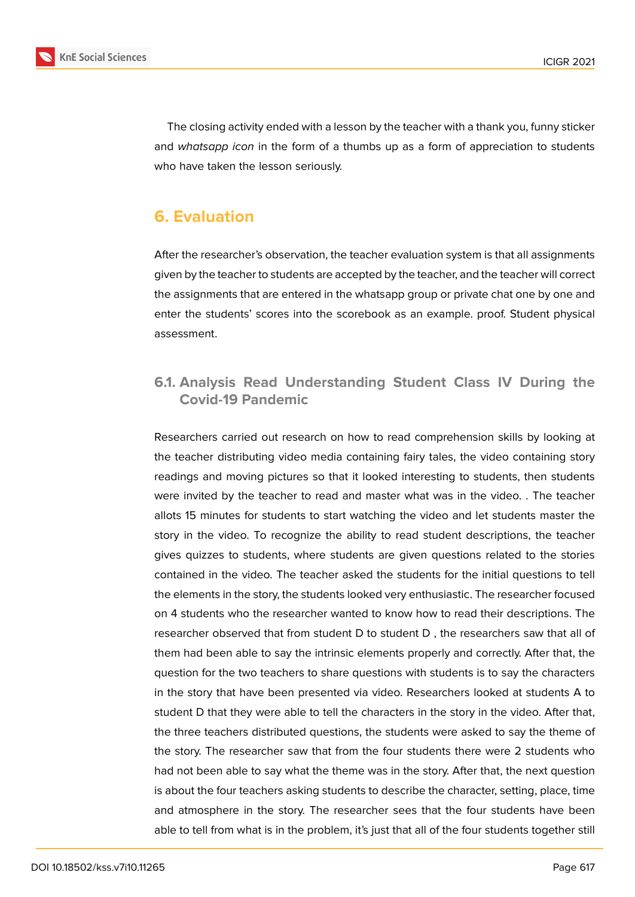The closing activity ended with a lesson by the teacher with a thank you, funny sticker and *whatsapp icon* in the form of a thumbs up as a form of appreciation to students who have taken the lesson seriously.

## 6. Evaluation

After the researcher's observation, the teacher evaluation system is that all assignments given by the teacher to students are accepted by the teacher, and the teacher will correct the assignments that are entered in the whatsapp group or private chat one by one and enter the students' scores into the scorebook as an example. proof. Student physical assessment.

### 6.1. Analysis Read Understanding Student Class IV During the Covid-19 Pandemic

Researchers carried out research on how to read comprehension skills by looking at the teacher distributing video media containing fairy tales, the video containing story readings and moving pictures so that it looked interesting to students, then students were invited by the teacher to read and master what was in the video. . The teacher allots 15 minutes for students to start watching the video and let students master the story in the video. To recognize the ability to read student descriptions, the teacher gives quizzes to students, where students are given questions related to the stories contained in the video. The teacher asked the students for the initial questions to tell the elements in the story, the students looked very enthusiastic. The researcher focused on 4 students who the researcher wanted to know how to read their descriptions. The researcher observed that from student D to student D , the researchers saw that all of them had been able to say the intrinsic elements properly and correctly. After that, the question for the two teachers to share questions with students is to say the characters in the story that have been presented via video. Researchers looked at students A to student D that they were able to tell the characters in the story in the video. After that, the three teachers distributed questions, the students were asked to say the theme of the story. The researcher saw that from the four students there were 2 students who had not been able to say what the theme was in the story. After that, the next question is about the four teachers asking students to describe the character, setting, place, time and atmosphere in the story. The researcher sees that the four students have been able to tell from what is in the problem, it's just that all of the four students together still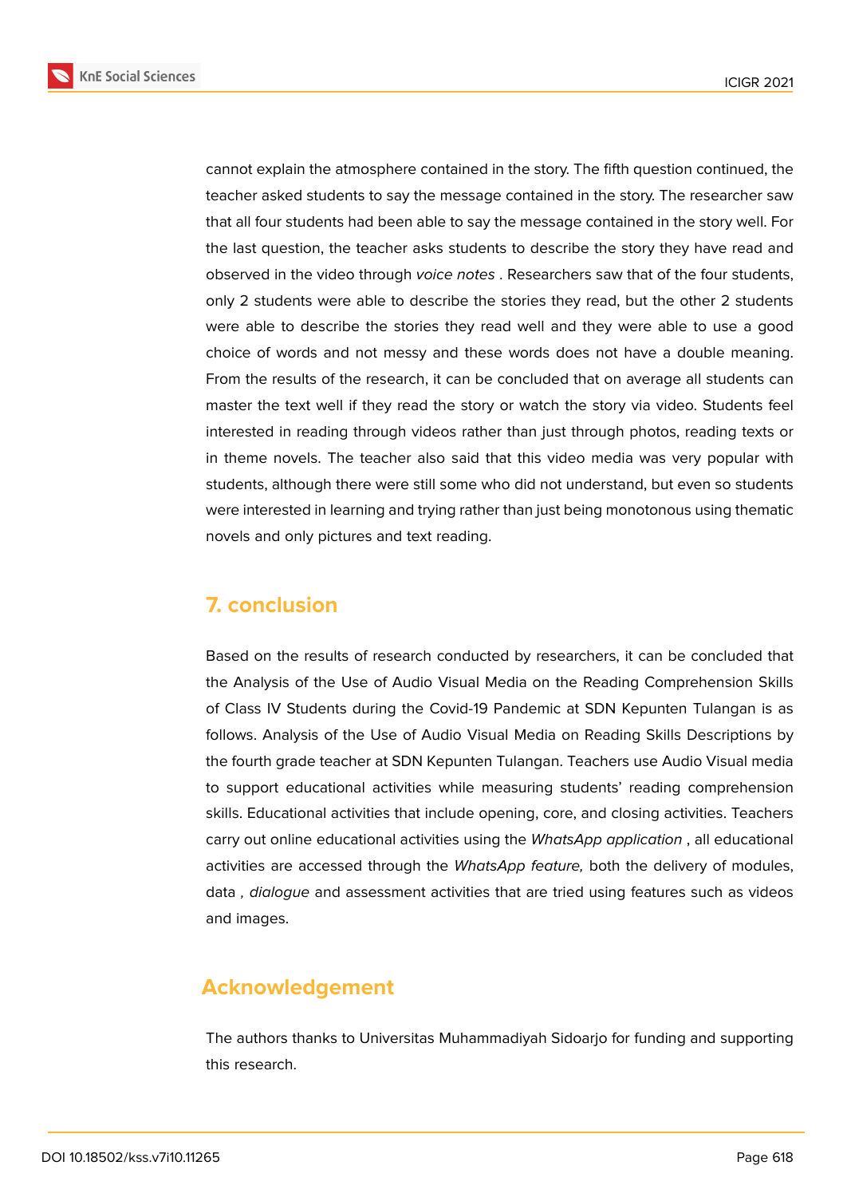cannot explain the atmosphere contained in the story. The fifth question continued, the teacher asked students to say the message contained in the story. The researcher saw that all four students had been able to say the message contained in the story well. For the last question, the teacher asks students to describe the story they have read and observed in the video through *voice notes* . Researchers saw that of the four students, only 2 students were able to describe the stories they read, but the other 2 students were able to describe the stories they read well and they were able to use a good choice of words and not messy and these words does not have a double meaning. From the results of the research, it can be concluded that on average all students can master the text well if they read the story or watch the story via video. Students feel interested in reading through videos rather than just through photos, reading texts or in theme novels. The teacher also said that this video media was very popular with students, although there were still some who did not understand, but even so students were interested in learning and trying rather than just being monotonous using thematic novels and only pictures and text reading.

## 7. conclusion

Based on the results of research conducted by researchers, it can be concluded that the Analysis of the Use of Audio Visual Media on the Reading Comprehension Skills of Class IV Students during the Covid-19 Pandemic at SDN Kepunten Tulangan is as follows. Analysis of the Use of Audio Visual Media on Reading Skills Descriptions by the fourth grade teacher at SDN Kepunten Tulangan. Teachers use Audio Visual media to support educational activities while measuring students' reading comprehension skills. Educational activities that include opening, core, and closing activities. Teachers carry out online educational activities using the *WhatsApp application* , all educational activities are accessed through the *WhatsApp feature,* both the delivery of modules, data *, dialogue* and assessment activities that are tried using features such as videos and images.

## Acknowledgement

The authors thanks to Universitas Muhammadiyah Sidoarjo for funding and supporting this research.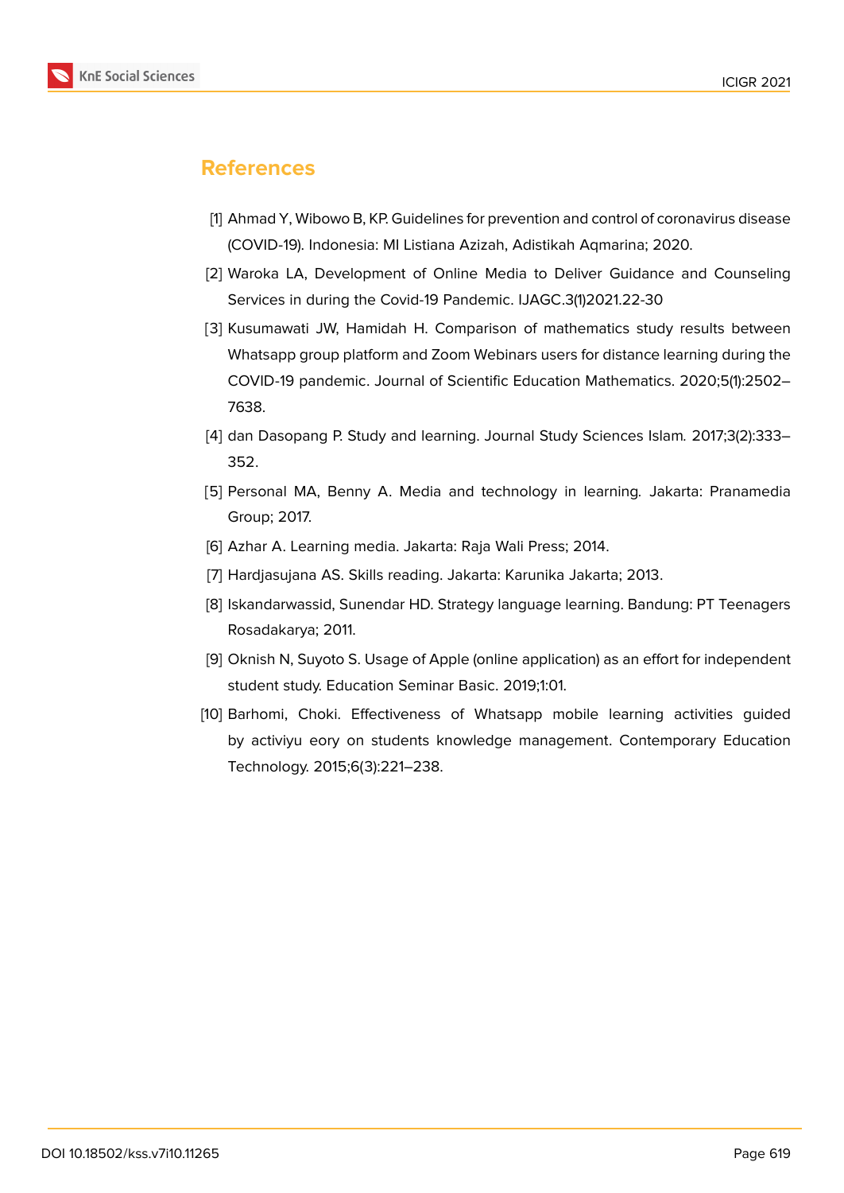## References

[1] Ahmad Y, Wibowo B, KP. Guidelines for prevention and control of coronavirus disease (COVID-19). Indonesia: MI Listiana Azizah, Adistikah Aqmarina; 2020.

[2] Waroka LA, Development of Online Media to Deliver Guidance and Counseling Services in during the Covid-19 Pandemic. IJAGC.3(1)2021.22-30

[3] Kusumawati JW, Hamidah H. Comparison of mathematics study results between Whatsapp group platform and Zoom Webinars users for distance learning during the COVID-19 pandemic. Journal of Scientific Education Mathematics. 2020;5(1):2502–7638.

[4] dan Dasopang P. Study and learning. Journal Study Sciences Islam. 2017;3(2):333–352.

[5] Personal MA, Benny A. Media and technology in learning. Jakarta: Pranamedia Group; 2017.

[6] Azhar A. Learning media. Jakarta: Raja Wali Press; 2014.

[7] Hardjasujana AS. Skills reading. Jakarta: Karunika Jakarta; 2013.

[8] Iskandarwassid, Sunendar HD. Strategy language learning. Bandung: PT Teenagers Rosadakarya; 2011.

[9] Oknish N, Suyoto S. Usage of Apple (online application) as an effort for independent student study. Education Seminar Basic. 2019;1:01.

[10] Barhomi, Choki. Effectiveness of Whatsapp mobile learning activities guided by activiyu eory on students knowledge management. Contemporary Education Technology. 2015;6(3):221–238.